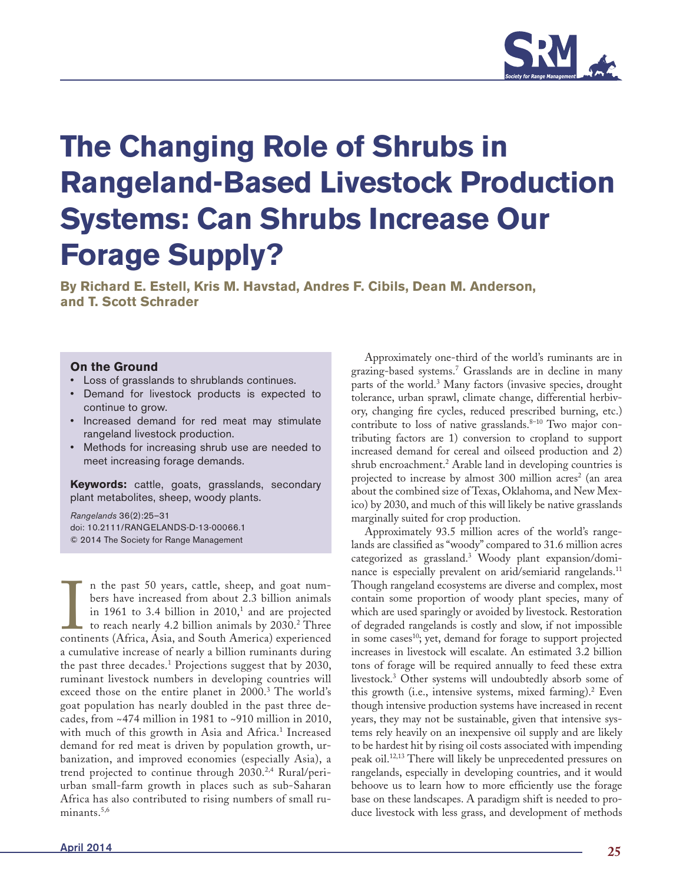# The Changing Role of Shrubs in Rangeland-Based Livestock Production Systems: Can Shrubs Increase Our Forage Supply?

**By Richard E. Estell, Kris M. Havstad, Andres F. Cibils, Dean M. Anderson, and T. Scott Schrader**

### On the Ground

- Loss of grasslands to shrublands continues.
- Demand for livestock products is expected to continue to grow.
- Increased demand for red meat may stimulate rangeland livestock production.
- Methods for increasing shrub use are needed to meet increasing forage demands.

**Keywords:** cattle, goats, grasslands, secondary plant metabolites, sheep, woody plants.

*Rangelands* 36(2):25–31
doi: 10.2111/RANGELANDS-D-13-00066.1
© 2014 The Society for Range Management

In the past 50 years, cattle, sheep, and goat numbers have increased from about 2.3 billion animals in 1961 to 3.4 billion in 2010,[1] and are projected to reach nearly 4.2 billion animals by 2030.[2] Three continents (Africa, Asia, and South America) experienced a cumulative increase of nearly a billion ruminants during the past three decades.[1] Projections suggest that by 2030, ruminant livestock numbers in developing countries will exceed those on the entire planet in 2000.[3] The world's goat population has nearly doubled in the past three decades, from ~474 million in 1981 to ~910 million in 2010, with much of this growth in Asia and Africa.[1] Increased demand for red meat is driven by population growth, urbanization, and improved economies (especially Asia), a trend projected to continue through 2030.[2,4] Rural/peri-urban small-farm growth in places such as sub-Saharan Africa has also contributed to rising numbers of small ruminants.[5,6]

Approximately one-third of the world's ruminants are in grazing-based systems.[7] Grasslands are in decline in many parts of the world.[3] Many factors (invasive species, drought tolerance, urban sprawl, climate change, differential herbivory, changing fire cycles, reduced prescribed burning, etc.) contribute to loss of native grasslands.[8–10] Two major contributing factors are 1) conversion to cropland to support increased demand for cereal and oilseed production and 2) shrub encroachment.[2] Arable land in developing countries is projected to increase by almost 300 million acres[2] (an area about the combined size of Texas, Oklahoma, and New Mexico) by 2030, and much of this will likely be native grasslands marginally suited for crop production.

Approximately 93.5 million acres of the world's rangelands are classified as "woody" compared to 31.6 million acres categorized as grassland.[3] Woody plant expansion/dominance is especially prevalent on arid/semiarid rangelands.[11] Though rangeland ecosystems are diverse and complex, most contain some proportion of woody plant species, many of which are used sparingly or avoided by livestock. Restoration of degraded rangelands is costly and slow, if not impossible in some cases[10]; yet, demand for forage to support projected increases in livestock will escalate. An estimated 3.2 billion tons of forage will be required annually to feed these extra livestock.[3] Other systems will undoubtedly absorb some of this growth (i.e., intensive systems, mixed farming).[2] Even though intensive production systems have increased in recent years, they may not be sustainable, given that intensive systems rely heavily on an inexpensive oil supply and are likely to be hardest hit by rising oil costs associated with impending peak oil.[12,13] There will likely be unprecedented pressures on rangelands, especially in developing countries, and it would behoove us to learn how to more efficiently use the forage base on these landscapes. A paradigm shift is needed to produce livestock with less grass, and development of methods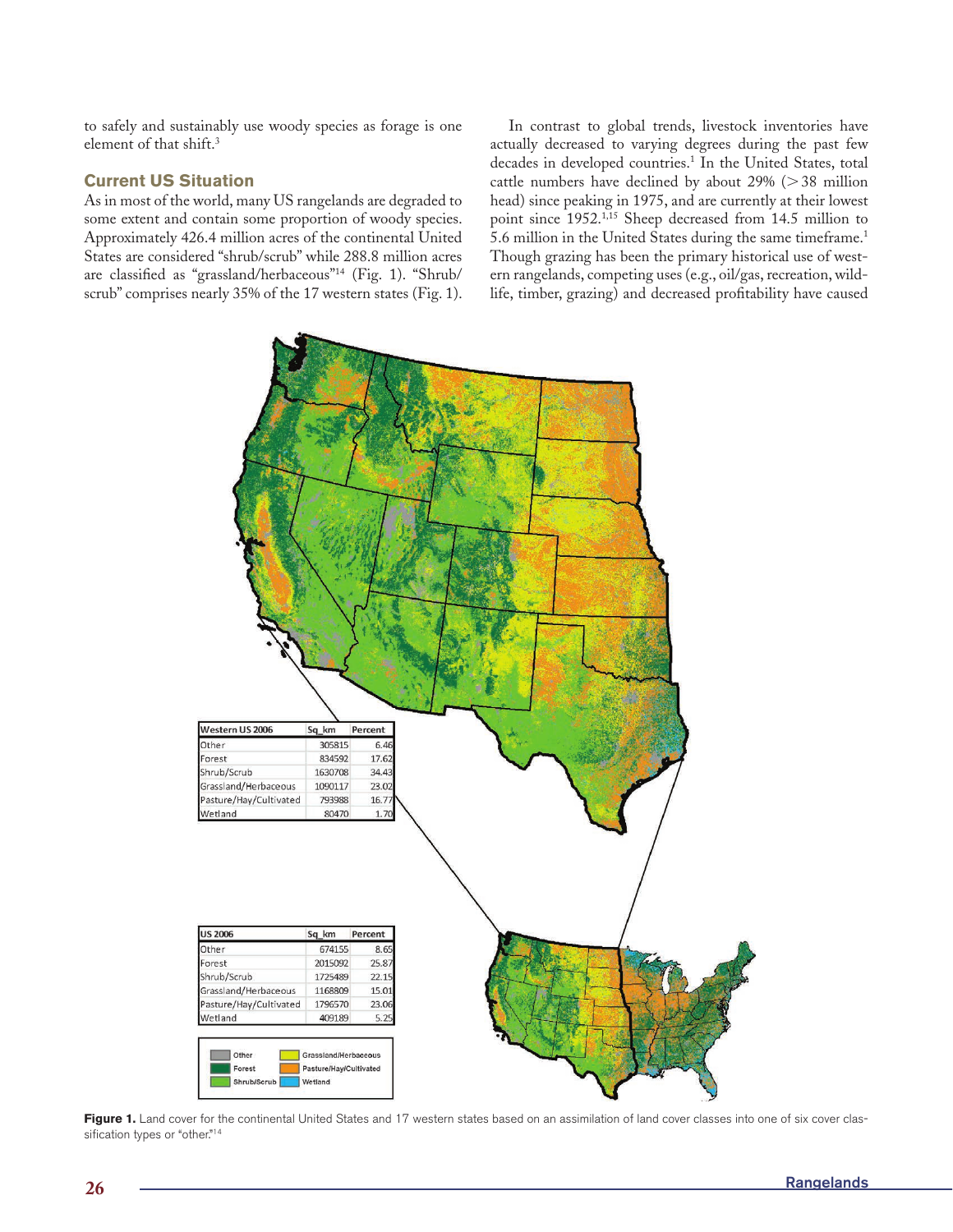to safely and sustainably use woody species as forage is one element of that shift.[3]

## Current US Situation

As in most of the world, many US rangelands are degraded to some extent and contain some proportion of woody species. Approximately 426.4 million acres of the continental United States are considered "shrub/scrub" while 288.8 million acres are classified as "grassland/herbaceous"[14] (Fig. 1). "Shrub/scrub" comprises nearly 35% of the 17 western states (Fig. 1).

In contrast to global trends, livestock inventories have actually decreased to varying degrees during the past few decades in developed countries.[1] In the United States, total cattle numbers have declined by about 29% (>38 million head) since peaking in 1975, and are currently at their lowest point since 1952.[1,15] Sheep decreased from 14.5 million to 5.6 million in the United States during the same timeframe.[1] Though grazing has been the primary historical use of western rangelands, competing uses (e.g., oil/gas, recreation, wildlife, timber, grazing) and decreased profitability have caused

| Western US 2006 | Sq_km | Percent |
|---|---|---|
| Other | 305815 | 6.46 |
| Forest | 834592 | 17.62 |
| Shrub/Scrub | 1630708 | 34.43 |
| Grassland/Herbaceous | 1090117 | 23.02 |
| Pasture/Hay/Cultivated | 793988 | 16.77 |
| Wetland | 80470 | 1.70 |

| US 2006 | Sq_km | Percent |
|---|---|---|
| Other | 674155 | 8.65 |
| Forest | 2015092 | 25.87 |
| Shrub/Scrub | 1725489 | 22.15 |
| Grassland/Herbaceous | 1168809 | 15.01 |
| Pasture/Hay/Cultivated | 1796570 | 23.06 |
| Wetland | 409189 | 5.25 |

**Figure 1.** Land cover for the continental United States and 17 western states based on an assimilation of land cover classes into one of six cover classification types or "other."[14]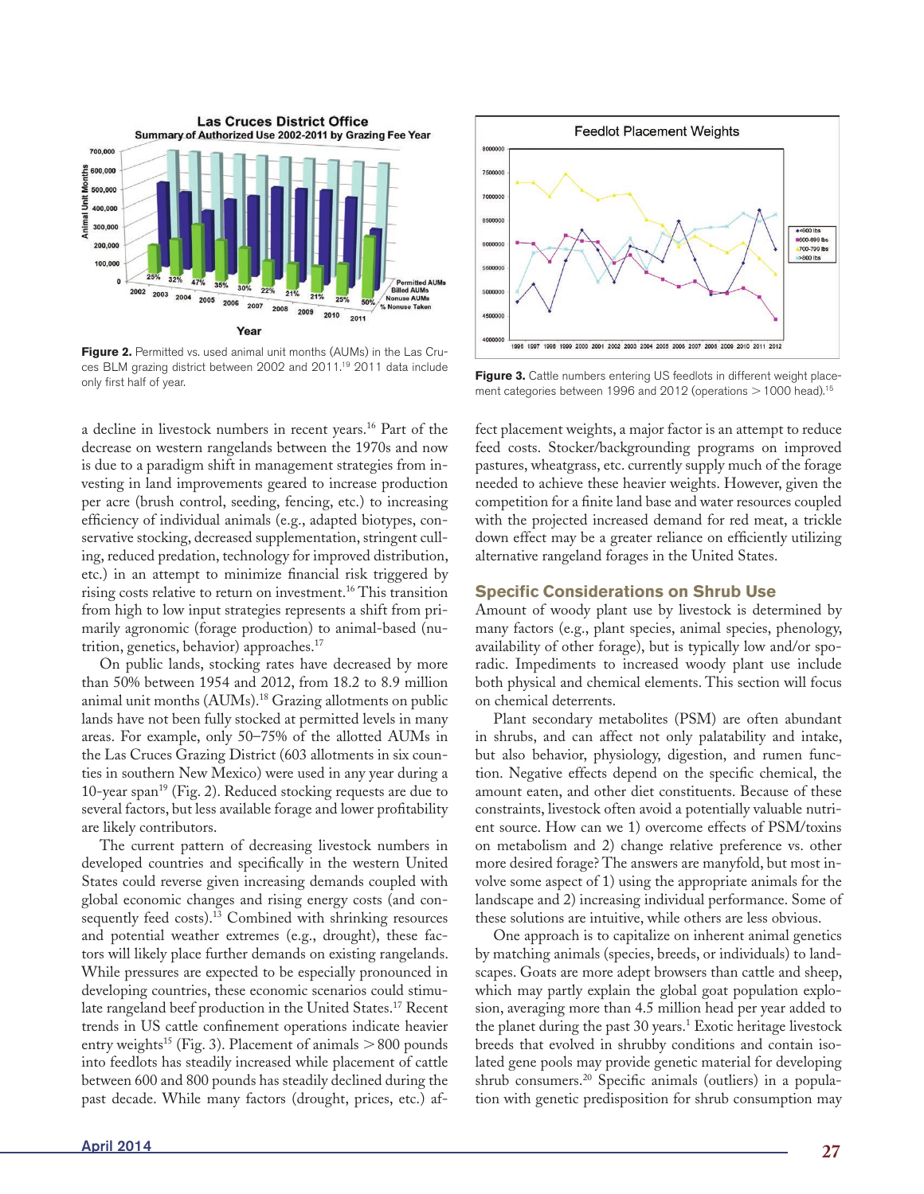**Figure 2.** Permitted vs. used animal unit months (AUMs) in the Las Cruces BLM grazing district between 2002 and 2011.[19] 2011 data include only first half of year.

**Figure 3.** Cattle numbers entering US feedlots in different weight placement categories between 1996 and 2012 (operations > 1000 head).[15]

a decline in livestock numbers in recent years.[16] Part of the decrease on western rangelands between the 1970s and now is due to a paradigm shift in management strategies from investing in land improvements geared to increase production per acre (brush control, seeding, fencing, etc.) to increasing efficiency of individual animals (e.g., adapted biotypes, conservative stocking, decreased supplementation, stringent culling, reduced predation, technology for improved distribution, etc.) in an attempt to minimize financial risk triggered by rising costs relative to return on investment.[16] This transition from high to low input strategies represents a shift from primarily agronomic (forage production) to animal-based (nutrition, genetics, behavior) approaches.[17]

On public lands, stocking rates have decreased by more than 50% between 1954 and 2012, from 18.2 to 8.9 million animal unit months (AUMs).[18] Grazing allotments on public lands have not been fully stocked at permitted levels in many areas. For example, only 50–75% of the allotted AUMs in the Las Cruces Grazing District (603 allotments in six counties in southern New Mexico) were used in any year during a 10-year span[19] (Fig. 2). Reduced stocking requests are due to several factors, but less available forage and lower profitability are likely contributors.

The current pattern of decreasing livestock numbers in developed countries and specifically in the western United States could reverse given increasing demands coupled with global economic changes and rising energy costs (and consequently feed costs).[13] Combined with shrinking resources and potential weather extremes (e.g., drought), these factors will likely place further demands on existing rangelands. While pressures are expected to be especially pronounced in developing countries, these economic scenarios could stimulate rangeland beef production in the United States.[17] Recent trends in US cattle confinement operations indicate heavier entry weights[15] (Fig. 3). Placement of animals > 800 pounds into feedlots has steadily increased while placement of cattle between 600 and 800 pounds has steadily declined during the past decade. While many factors (drought, prices, etc.) affect placement weights, a major factor is an attempt to reduce feed costs. Stocker/backgrounding programs on improved pastures, wheatgrass, etc. currently supply much of the forage needed to achieve these heavier weights. However, given the competition for a finite land base and water resources coupled with the projected increased demand for red meat, a trickle down effect may be a greater reliance on efficiently utilizing alternative rangeland forages in the United States.

## Specific Considerations on Shrub Use

Amount of woody plant use by livestock is determined by many factors (e.g., plant species, animal species, phenology, availability of other forage), but is typically low and/or sporadic. Impediments to increased woody plant use include both physical and chemical elements. This section will focus on chemical deterrents.

Plant secondary metabolites (PSM) are often abundant in shrubs, and can affect not only palatability and intake, but also behavior, physiology, digestion, and rumen function. Negative effects depend on the specific chemical, the amount eaten, and other diet constituents. Because of these constraints, livestock often avoid a potentially valuable nutrient source. How can we 1) overcome effects of PSM/toxins on metabolism and 2) change relative preference vs. other more desired forage? The answers are manyfold, but most involve some aspect of 1) using the appropriate animals for the landscape and 2) increasing individual performance. Some of these solutions are intuitive, while others are less obvious.

One approach is to capitalize on inherent animal genetics by matching animals (species, breeds, or individuals) to landscapes. Goats are more adept browsers than cattle and sheep, which may partly explain the global goat population explosion, averaging more than 4.5 million head per year added to the planet during the past 30 years.[1] Exotic heritage livestock breeds that evolved in shrubby conditions and contain isolated gene pools may provide genetic material for developing shrub consumers.[20] Specific animals (outliers) in a population with genetic predisposition for shrub consumption may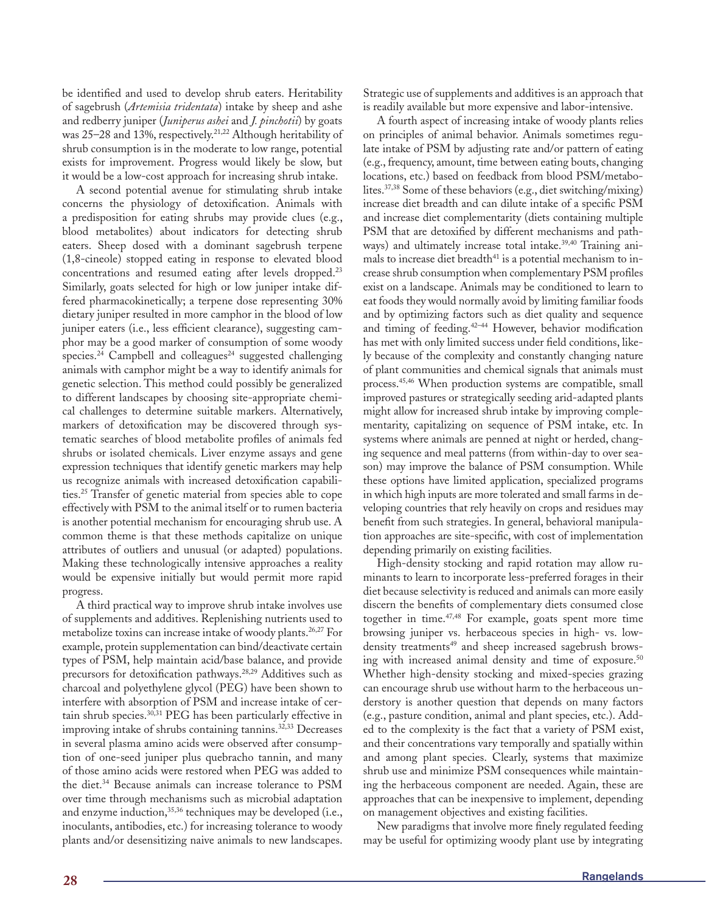be identified and used to develop shrub eaters. Heritability of sagebrush (*Artemisia tridentata*) intake by sheep and ashe and redberry juniper (*Juniperus ashei* and *J. pinchotii*) by goats was 25–28 and 13%, respectively.[21,22] Although heritability of shrub consumption is in the moderate to low range, potential exists for improvement. Progress would likely be slow, but it would be a low-cost approach for increasing shrub intake.

A second potential avenue for stimulating shrub intake concerns the physiology of detoxification. Animals with a predisposition for eating shrubs may provide clues (e.g., blood metabolites) about indicators for detecting shrub eaters. Sheep dosed with a dominant sagebrush terpene (1,8-cineole) stopped eating in response to elevated blood concentrations and resumed eating after levels dropped.[23] Similarly, goats selected for high or low juniper intake differed pharmacokinetically; a terpene dose representing 30% dietary juniper resulted in more camphor in the blood of low juniper eaters (i.e., less efficient clearance), suggesting camphor may be a good marker of consumption of some woody species.[24] Campbell and colleagues[24] suggested challenging animals with camphor might be a way to identify animals for genetic selection. This method could possibly be generalized to different landscapes by choosing site-appropriate chemical challenges to determine suitable markers. Alternatively, markers of detoxification may be discovered through systematic searches of blood metabolite profiles of animals fed shrubs or isolated chemicals. Liver enzyme assays and gene expression techniques that identify genetic markers may help us recognize animals with increased detoxification capabilities.[25] Transfer of genetic material from species able to cope effectively with PSM to the animal itself or to rumen bacteria is another potential mechanism for encouraging shrub use. A common theme is that these methods capitalize on unique attributes of outliers and unusual (or adapted) populations. Making these technologically intensive approaches a reality would be expensive initially but would permit more rapid progress.

A third practical way to improve shrub intake involves use of supplements and additives. Replenishing nutrients used to metabolize toxins can increase intake of woody plants.[26,27] For example, protein supplementation can bind/deactivate certain types of PSM, help maintain acid/base balance, and provide precursors for detoxification pathways.[28,29] Additives such as charcoal and polyethylene glycol (PEG) have been shown to interfere with absorption of PSM and increase intake of certain shrub species.[30,31] PEG has been particularly effective in improving intake of shrubs containing tannins.[32,33] Decreases in several plasma amino acids were observed after consumption of one-seed juniper plus quebracho tannin, and many of those amino acids were restored when PEG was added to the diet.[34] Because animals can increase tolerance to PSM over time through mechanisms such as microbial adaptation and enzyme induction,[35,36] techniques may be developed (i.e., inoculants, antibodies, etc.) for increasing tolerance to woody plants and/or desensitizing naive animals to new landscapes. Strategic use of supplements and additives is an approach that is readily available but more expensive and labor-intensive.

A fourth aspect of increasing intake of woody plants relies on principles of animal behavior. Animals sometimes regulate intake of PSM by adjusting rate and/or pattern of eating (e.g., frequency, amount, time between eating bouts, changing locations, etc.) based on feedback from blood PSM/metabolites.[37,38] Some of these behaviors (e.g., diet switching/mixing) increase diet breadth and can dilute intake of a specific PSM and increase diet complementarity (diets containing multiple PSM that are detoxified by different mechanisms and pathways) and ultimately increase total intake.[39,40] Training animals to increase diet breadth[41] is a potential mechanism to increase shrub consumption when complementary PSM profiles exist on a landscape. Animals may be conditioned to learn to eat foods they would normally avoid by limiting familiar foods and by optimizing factors such as diet quality and sequence and timing of feeding.[42–44] However, behavior modification has met with only limited success under field conditions, likely because of the complexity and constantly changing nature of plant communities and chemical signals that animals must process.[45,46] When production systems are compatible, small improved pastures or strategically seeding arid-adapted plants might allow for increased shrub intake by improving complementarity, capitalizing on sequence of PSM intake, etc. In systems where animals are penned at night or herded, changing sequence and meal patterns (from within-day to over season) may improve the balance of PSM consumption. While these options have limited application, specialized programs in which high inputs are more tolerated and small farms in developing countries that rely heavily on crops and residues may benefit from such strategies. In general, behavioral manipulation approaches are site-specific, with cost of implementation depending primarily on existing facilities.

High-density stocking and rapid rotation may allow ruminants to learn to incorporate less-preferred forages in their diet because selectivity is reduced and animals can more easily discern the benefits of complementary diets consumed close together in time.[47,48] For example, goats spent more time browsing juniper vs. herbaceous species in high- vs. low-density treatments[49] and sheep increased sagebrush browsing with increased animal density and time of exposure.[50] Whether high-density stocking and mixed-species grazing can encourage shrub use without harm to the herbaceous understory is another question that depends on many factors (e.g., pasture condition, animal and plant species, etc.). Added to the complexity is the fact that a variety of PSM exist, and their concentrations vary temporally and spatially within and among plant species. Clearly, systems that maximize shrub use and minimize PSM consequences while maintaining the herbaceous component are needed. Again, these are approaches that can be inexpensive to implement, depending on management objectives and existing facilities.

New paradigms that involve more finely regulated feeding may be useful for optimizing woody plant use by integrating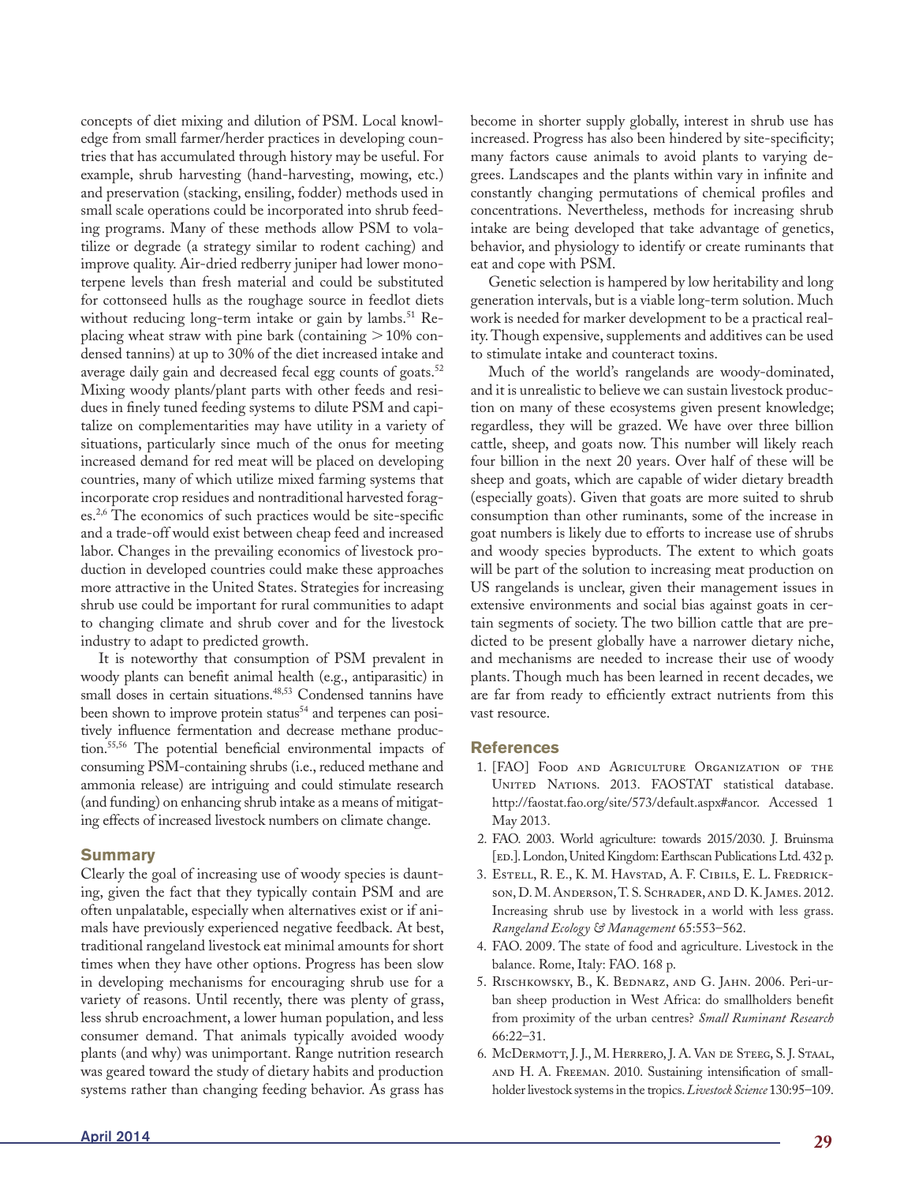concepts of diet mixing and dilution of PSM. Local knowledge from small farmer/herder practices in developing countries that has accumulated through history may be useful. For example, shrub harvesting (hand-harvesting, mowing, etc.) and preservation (stacking, ensiling, fodder) methods used in small scale operations could be incorporated into shrub feeding programs. Many of these methods allow PSM to volatilize or degrade (a strategy similar to rodent caching) and improve quality. Air-dried redberry juniper had lower monoterpene levels than fresh material and could be substituted for cottonseed hulls as the roughage source in feedlot diets without reducing long-term intake or gain by lambs.[51] Replacing wheat straw with pine bark (containing > 10% condensed tannins) at up to 30% of the diet increased intake and average daily gain and decreased fecal egg counts of goats.[52] Mixing woody plants/plant parts with other feeds and residues in finely tuned feeding systems to dilute PSM and capitalize on complementarities may have utility in a variety of situations, particularly since much of the onus for meeting increased demand for red meat will be placed on developing countries, many of which utilize mixed farming systems that incorporate crop residues and nontraditional harvested forages.[2,6] The economics of such practices would be site-specific and a trade-off would exist between cheap feed and increased labor. Changes in the prevailing economics of livestock production in developed countries could make these approaches more attractive in the United States. Strategies for increasing shrub use could be important for rural communities to adapt to changing climate and shrub cover and for the livestock industry to adapt to predicted growth.

It is noteworthy that consumption of PSM prevalent in woody plants can benefit animal health (e.g., antiparasitic) in small doses in certain situations.[48,53] Condensed tannins have been shown to improve protein status[54] and terpenes can positively influence fermentation and decrease methane production.[55,56] The potential beneficial environmental impacts of consuming PSM-containing shrubs (i.e., reduced methane and ammonia release) are intriguing and could stimulate research (and funding) on enhancing shrub intake as a means of mitigating effects of increased livestock numbers on climate change.

## Summary

Clearly the goal of increasing use of woody species is daunting, given the fact that they typically contain PSM and are often unpalatable, especially when alternatives exist or if animals have previously experienced negative feedback. At best, traditional rangeland livestock eat minimal amounts for short times when they have other options. Progress has been slow in developing mechanisms for encouraging shrub use for a variety of reasons. Until recently, there was plenty of grass, less shrub encroachment, a lower human population, and less consumer demand. That animals typically avoided woody plants (and why) was unimportant. Range nutrition research was geared toward the study of dietary habits and production systems rather than changing feeding behavior. As grass has become in shorter supply globally, interest in shrub use has increased. Progress has also been hindered by site-specificity; many factors cause animals to avoid plants to varying degrees. Landscapes and the plants within vary in infinite and constantly changing permutations of chemical profiles and concentrations. Nevertheless, methods for increasing shrub intake are being developed that take advantage of genetics, behavior, and physiology to identify or create ruminants that eat and cope with PSM.

Genetic selection is hampered by low heritability and long generation intervals, but is a viable long-term solution. Much work is needed for marker development to be a practical reality. Though expensive, supplements and additives can be used to stimulate intake and counteract toxins.

Much of the world's rangelands are woody-dominated, and it is unrealistic to believe we can sustain livestock production on many of these ecosystems given present knowledge; regardless, they will be grazed. We have over three billion cattle, sheep, and goats now. This number will likely reach four billion in the next 20 years. Over half of these will be sheep and goats, which are capable of wider dietary breadth (especially goats). Given that goats are more suited to shrub consumption than other ruminants, some of the increase in goat numbers is likely due to efforts to increase use of shrubs and woody species byproducts. The extent to which goats will be part of the solution to increasing meat production on US rangelands is unclear, given their management issues in extensive environments and social bias against goats in certain segments of society. The two billion cattle that are predicted to be present globally have a narrower dietary niche, and mechanisms are needed to increase their use of woody plants. Though much has been learned in recent decades, we are far from ready to efficiently extract nutrients from this vast resource.

## References

1. [FAO] Food and Agriculture Organization of the United Nations. 2013. FAOSTAT statistical database. http://faostat.fao.org/site/573/default.aspx#ancor. Accessed 1 May 2013.
2. FAO. 2003. World agriculture: towards 2015/2030. J. Bruinsma [ed.]. London, United Kingdom: Earthscan Publications Ltd. 432 p.
3. Estell, R. E., K. M. Havstad, A. F. Cibils, E. L. Fredrickson, D. M. Anderson, T. S. Schrader, and D. K. James. 2012. Increasing shrub use by livestock in a world with less grass. *Rangeland Ecology & Management* 65:553–562.
4. FAO. 2009. The state of food and agriculture. Livestock in the balance. Rome, Italy: FAO. 168 p.
5. Rischkowsky, B., K. Bednarz, and G. Jahn. 2006. Peri-urban sheep production in West Africa: do smallholders benefit from proximity of the urban centres? *Small Ruminant Research* 66:22–31.
6. McDermott, J. J., M. Herrero, J. A. Van de Steeg, S. J. Staal, and H. A. Freeman. 2010. Sustaining intensification of smallholder livestock systems in the tropics. *Livestock Science* 130:95–109.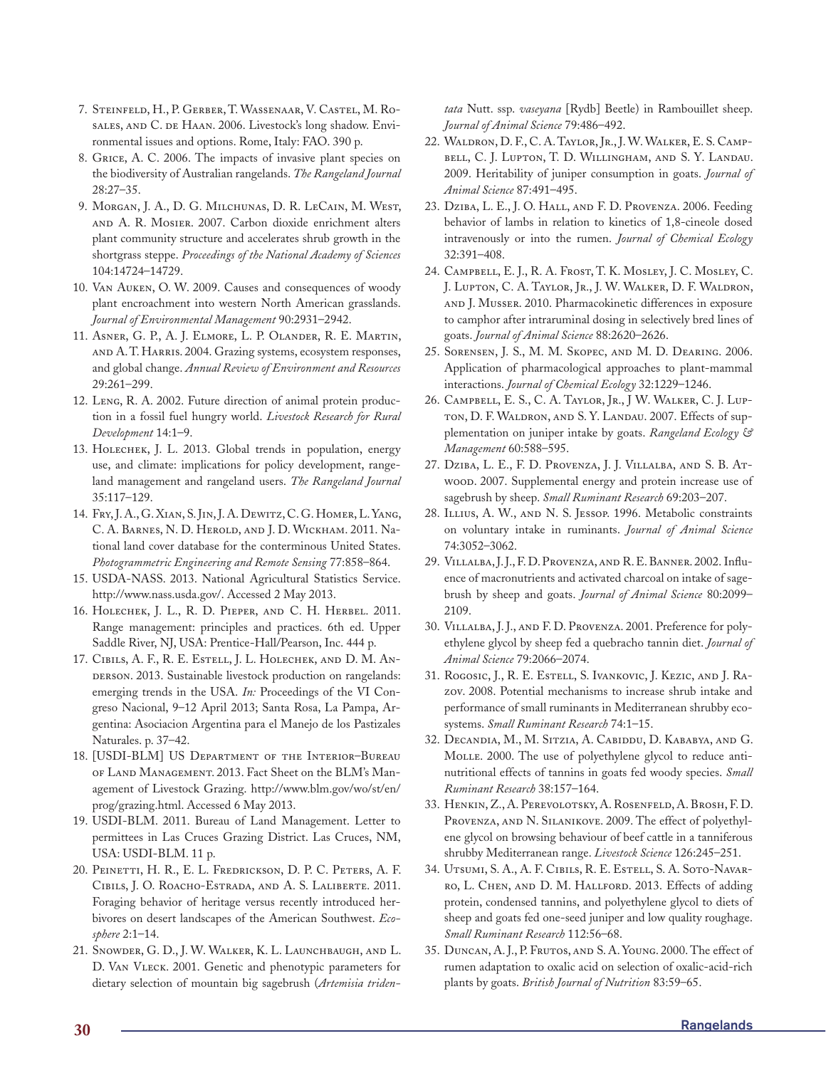7. Steinfeld, H., P. Gerber, T. Wassenaar, V. Castel, M. Rosales, and C. de Haan. 2006. Livestock's long shadow. Environmental issues and options. Rome, Italy: FAO. 390 p.
8. Grice, A. C. 2006. The impacts of invasive plant species on the biodiversity of Australian rangelands. *The Rangeland Journal* 28:27–35.
9. Morgan, J. A., D. G. Milchunas, D. R. LeCain, M. West, and A. R. Mosier. 2007. Carbon dioxide enrichment alters plant community structure and accelerates shrub growth in the shortgrass steppe. *Proceedings of the National Academy of Sciences* 104:14724–14729.
10. Van Auken, O. W. 2009. Causes and consequences of woody plant encroachment into western North American grasslands. *Journal of Environmental Management* 90:2931–2942.
11. Asner, G. P., A. J. Elmore, L. P. Olander, R. E. Martin, and A. T. Harris. 2004. Grazing systems, ecosystem responses, and global change. *Annual Review of Environment and Resources* 29:261–299.
12. Leng, R. A. 2002. Future direction of animal protein production in a fossil fuel hungry world. *Livestock Research for Rural Development* 14:1–9.
13. Holechek, J. L. 2013. Global trends in population, energy use, and climate: implications for policy development, rangeland management and rangeland users. *The Rangeland Journal* 35:117–129.
14. Fry, J. A., G. Xian, S. Jin, J. A. Dewitz, C. G. Homer, L. Yang, C. A. Barnes, N. D. Herold, and J. D. Wickham. 2011. National land cover database for the conterminous United States. *Photogrammetric Engineering and Remote Sensing* 77:858–864.
15. USDA-NASS. 2013. National Agricultural Statistics Service. http://www.nass.usda.gov/. Accessed 2 May 2013.
16. Holechek, J. L., R. D. Pieper, and C. H. Herbel. 2011. Range management: principles and practices. 6th ed. Upper Saddle River, NJ, USA: Prentice-Hall/Pearson, Inc. 444 p.
17. Cibils, A. F., R. E. Estell, J. L. Holechek, and D. M. Anderson. 2013. Sustainable livestock production on rangelands: emerging trends in the USA. *In:* Proceedings of the VI Congreso Nacional, 9–12 April 2013; Santa Rosa, La Pampa, Argentina: Asociacion Argentina para el Manejo de los Pastizales Naturales. p. 37–42.
18. [USDI-BLM] US Department of the Interior–Bureau of Land Management. 2013. Fact Sheet on the BLM's Management of Livestock Grazing. http://www.blm.gov/wo/st/en/prog/grazing.html. Accessed 6 May 2013.
19. USDI-BLM. 2011. Bureau of Land Management. Letter to permittees in Las Cruces Grazing District. Las Cruces, NM, USA: USDI-BLM. 11 p.
20. Peinetti, H. R., E. L. Fredrickson, D. P. C. Peters, A. F. Cibils, J. O. Roacho-Estrada, and A. S. Laliberte. 2011. Foraging behavior of heritage versus recently introduced herbivores on desert landscapes of the American Southwest. *Ecosphere* 2:1–14.
21. Snowder, G. D., J. W. Walker, K. L. Launchbaugh, and L. D. Van Vleck. 2001. Genetic and phenotypic parameters for dietary selection of mountain big sagebrush (*Artemisia tridentata* Nutt. ssp. *vaseyana* [Rydb] Beetle) in Rambouillet sheep. *Journal of Animal Science* 79:486–492.
22. Waldron, D. F., C. A. Taylor, Jr., J. W. Walker, E. S. Campbell, C. J. Lupton, T. D. Willingham, and S. Y. Landau. 2009. Heritability of juniper consumption in goats. *Journal of Animal Science* 87:491–495.
23. Dziba, L. E., J. O. Hall, and F. D. Provenza. 2006. Feeding behavior of lambs in relation to kinetics of 1,8-cineole dosed intravenously or into the rumen. *Journal of Chemical Ecology* 32:391–408.
24. Campbell, E. J., R. A. Frost, T. K. Mosley, J. C. Mosley, C. J. Lupton, C. A. Taylor, Jr., J. W. Walker, D. F. Waldron, and J. Musser. 2010. Pharmacokinetic differences in exposure to camphor after intraruminal dosing in selectively bred lines of goats. *Journal of Animal Science* 88:2620–2626.
25. Sorensen, J. S., M. M. Skopec, and M. D. Dearing. 2006. Application of pharmacological approaches to plant-mammal interactions. *Journal of Chemical Ecology* 32:1229–1246.
26. Campbell, E. S., C. A. Taylor, Jr., J W. Walker, C. J. Lupton, D. F. Waldron, and S. Y. Landau. 2007. Effects of supplementation on juniper intake by goats. *Rangeland Ecology & Management* 60:588–595.
27. Dziba, L. E., F. D. Provenza, J. J. Villalba, and S. B. Atwood. 2007. Supplemental energy and protein increase use of sagebrush by sheep. *Small Ruminant Research* 69:203–207.
28. Illius, A. W., and N. S. Jessop. 1996. Metabolic constraints on voluntary intake in ruminants. *Journal of Animal Science* 74:3052–3062.
29. Villalba, J. J., F. D. Provenza, and R. E. Banner. 2002. Influence of macronutrients and activated charcoal on intake of sagebrush by sheep and goats. *Journal of Animal Science* 80:2099–2109.
30. Villalba, J. J., and F. D. Provenza. 2001. Preference for polyethylene glycol by sheep fed a quebracho tannin diet. *Journal of Animal Science* 79:2066–2074.
31. Rogosic, J., R. E. Estell, S. Ivankovic, J. Kezic, and J. Razov. 2008. Potential mechanisms to increase shrub intake and performance of small ruminants in Mediterranean shrubby ecosystems. *Small Ruminant Research* 74:1–15.
32. Decandia, M., M. Sitzia, A. Cabiddu, D. Kababya, and G. Molle. 2000. The use of polyethylene glycol to reduce antinutritional effects of tannins in goats fed woody species. *Small Ruminant Research* 38:157–164.
33. Henkin, Z., A. Perevolotsky, A. Rosenfeld, A. Brosh, F. D. Provenza, and N. Silanikove. 2009. The effect of polyethylene glycol on browsing behaviour of beef cattle in a tanniferous shrubby Mediterranean range. *Livestock Science* 126:245–251.
34. Utsumi, S. A., A. F. Cibils, R. E. Estell, S. A. Soto-Navarro, L. Chen, and D. M. Hallford. 2013. Effects of adding protein, condensed tannins, and polyethylene glycol to diets of sheep and goats fed one-seed juniper and low quality roughage. *Small Ruminant Research* 112:56–68.
35. Duncan, A. J., P. Frutos, and S. A. Young. 2000. The effect of rumen adaptation to oxalic acid on selection of oxalic-acid-rich plants by goats. *British Journal of Nutrition* 83:59–65.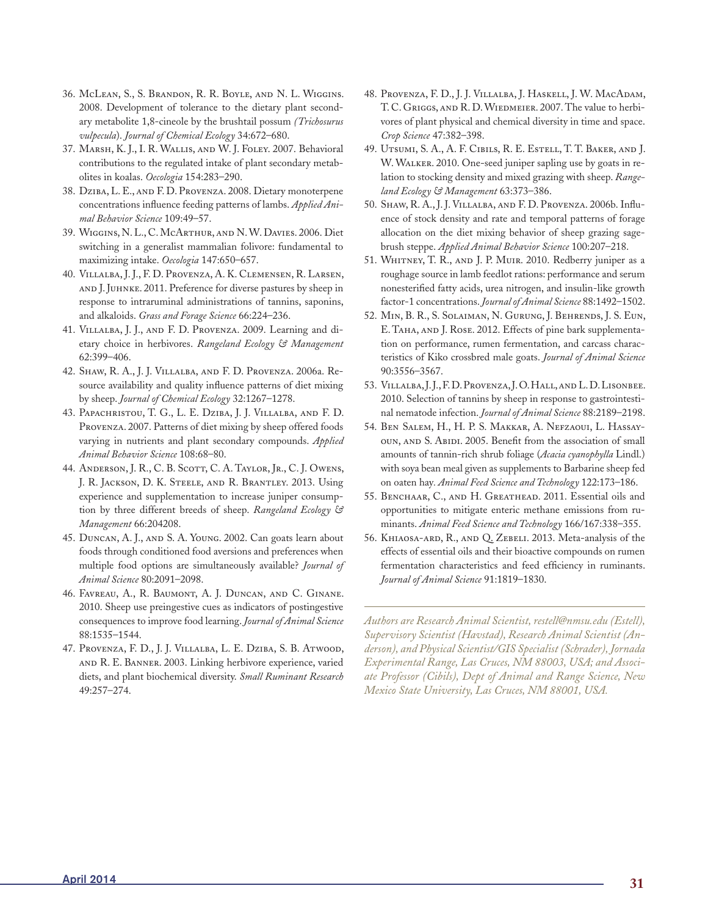36. McLean, S., S. Brandon, R. R. Boyle, and N. L. Wiggins. 2008. Development of tolerance to the dietary plant secondary metabolite 1,8-cineole by the brushtail possum *(Trichosurus vulpecula)*. *Journal of Chemical Ecology* 34:672–680.
37. Marsh, K. J., I. R. Wallis, and W. J. Foley. 2007. Behavioral contributions to the regulated intake of plant secondary metabolites in koalas. *Oecologia* 154:283–290.
38. Dziba, L. E., and F. D. Provenza. 2008. Dietary monoterpene concentrations influence feeding patterns of lambs. *Applied Animal Behavior Science* 109:49–57.
39. Wiggins, N. L., C. McArthur, and N. W. Davies. 2006. Diet switching in a generalist mammalian folivore: fundamental to maximizing intake. *Oecologia* 147:650–657.
40. Villalba, J. J., F. D. Provenza, A. K. Clemensen, R. Larsen, and J. Juhnke. 2011. Preference for diverse pastures by sheep in response to intraruminal administrations of tannins, saponins, and alkaloids. *Grass and Forage Science* 66:224–236.
41. Villalba, J. J., and F. D. Provenza. 2009. Learning and dietary choice in herbivores. *Rangeland Ecology & Management* 62:399–406.
42. Shaw, R. A., J. J. Villalba, and F. D. Provenza. 2006a. Resource availability and quality influence patterns of diet mixing by sheep. *Journal of Chemical Ecology* 32:1267–1278.
43. Papachristou, T. G., L. E. Dziba, J. J. Villalba, and F. D. Provenza. 2007. Patterns of diet mixing by sheep offered foods varying in nutrients and plant secondary compounds. *Applied Animal Behavior Science* 108:68–80.
44. Anderson, J. R., C. B. Scott, C. A. Taylor, Jr., C. J. Owens, J. R. Jackson, D. K. Steele, and R. Brantley. 2013. Using experience and supplementation to increase juniper consumption by three different breeds of sheep. *Rangeland Ecology & Management* 66:204208.
45. Duncan, A. J., and S. A. Young. 2002. Can goats learn about foods through conditioned food aversions and preferences when multiple food options are simultaneously available? *Journal of Animal Science* 80:2091–2098.
46. Favreau, A., R. Baumont, A. J. Duncan, and C. Ginane. 2010. Sheep use preingestive cues as indicators of postingestive consequences to improve food learning. *Journal of Animal Science* 88:1535–1544.
47. Provenza, F. D., J. J. Villalba, L. E. Dziba, S. B. Atwood, and R. E. Banner. 2003. Linking herbivore experience, varied diets, and plant biochemical diversity. *Small Ruminant Research* 49:257–274.
48. Provenza, F. D., J. J. Villalba, J. Haskell, J. W. MacAdam, T. C. Griggs, and R. D. Wiedmeier. 2007. The value to herbivores of plant physical and chemical diversity in time and space. *Crop Science* 47:382–398.
49. Utsumi, S. A., A. F. Cibils, R. E. Estell, T. T. Baker, and J. W. Walker. 2010. One-seed juniper sapling use by goats in relation to stocking density and mixed grazing with sheep. *Rangeland Ecology & Management* 63:373–386.
50. Shaw, R. A., J. J. Villalba, and F. D. Provenza. 2006b. Influence of stock density and rate and temporal patterns of forage allocation on the diet mixing behavior of sheep grazing sagebrush steppe. *Applied Animal Behavior Science* 100:207–218.
51. Whitney, T. R., and J. P. Muir. 2010. Redberry juniper as a roughage source in lamb feedlot rations: performance and serum nonesterified fatty acids, urea nitrogen, and insulin-like growth factor-1 concentrations. *Journal of Animal Science* 88:1492–1502.
52. Min, B. R., S. Solaiman, N. Gurung, J. Behrends, J. S. Eun, E. Taha, and J. Rose. 2012. Effects of pine bark supplementation on performance, rumen fermentation, and carcass characteristics of Kiko crossbred male goats. *Journal of Animal Science* 90:3556–3567.
53. Villalba, J. J., F. D. Provenza, J. O. Hall, and L. D. Lisonbee. 2010. Selection of tannins by sheep in response to gastrointestinal nematode infection. *Journal of Animal Science* 88:2189–2198.
54. Ben Salem, H., H. P. S. Makkar, A. Nefzaoui, L. Hassayoun, and S. Abidi. 2005. Benefit from the association of small amounts of tannin-rich shrub foliage (*Acacia cyanophylla* Lindl.) with soya bean meal given as supplements to Barbarine sheep fed on oaten hay. *Animal Feed Science and Technology* 122:173–186.
55. Benchaar, C., and H. Greathead. 2011. Essential oils and opportunities to mitigate enteric methane emissions from ruminants. *Animal Feed Science and Technology* 166/167:338–355.
56. Khiaosa-ard, R., and Q. Zebeli. 2013. Meta-analysis of the effects of essential oils and their bioactive compounds on rumen fermentation characteristics and feed efficiency in ruminants. *Journal of Animal Science* 91:1819–1830.

---

*Authors are Research Animal Scientist, restell@nmsu.edu (Estell), Supervisory Scientist (Havstad), Research Animal Scientist (Anderson), and Physical Scientist/GIS Specialist (Schrader), Jornada Experimental Range, Las Cruces, NM 88003, USA; and Associate Professor (Cibils), Dept of Animal and Range Science, New Mexico State University, Las Cruces, NM 88001, USA.*